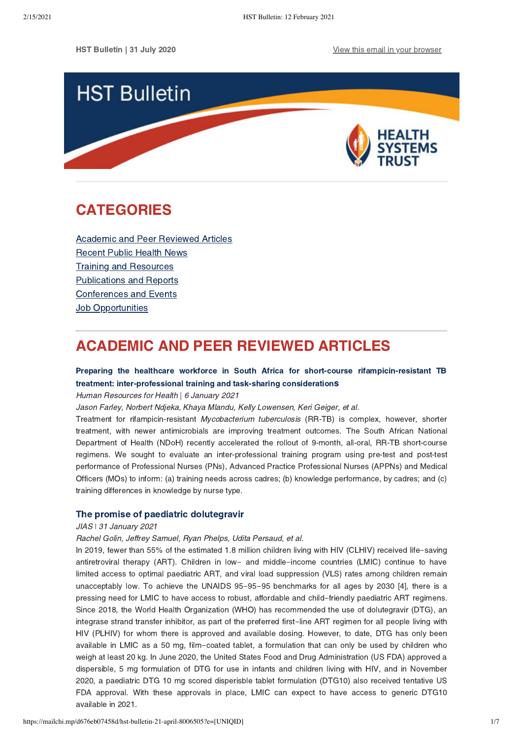HST Bulletin | 31 July 2020

View this email in your browser

# HST Bulletin

HEALTH SYSTEMS TRUST

## CATEGORIES

Academic and Peer Reviewed Articles
Recent Public Health News
Training and Resources
Publications and Reports
Conferences and Events
Job Opportunities

## ACADEMIC AND PEER REVIEWED ARTICLES

### Preparing the healthcare workforce in South Africa for short-course rifampicin-resistant TB treatment: inter-professional training and task-sharing considerations

*Human Resources for Health | 6 January 2021*

*Jason Farley, Norbert Ndjeka, Khaya Mlandu, Kelly Lowensen, Keri Geiger, et al.*

Treatment for rifampicin-resistant *Mycobacterium tuberculosis* (RR-TB) is complex, however, shorter treatment, with newer antimicrobials are improving treatment outcomes. The South African National Department of Health (NDoH) recently accelerated the rollout of 9-month, all-oral, RR-TB short-course regimens. We sought to evaluate an inter-professional training program using pre-test and post-test performance of Professional Nurses (PNs), Advanced Practice Professional Nurses (APPNs) and Medical Officers (MOs) to inform: (a) training needs across cadres; (b) knowledge performance, by cadres; and (c) training differences in knowledge by nurse type.

### The promise of paediatric dolutegravir

*JIAS | 31 January 2021*

*Rachel Golin, Jeffrey Samuel, Ryan Phelps, Udita Persaud, et al.*

In 2019, fewer than 55% of the estimated 1.8 million children living with HIV (CLHIV) received life-saving antiretroviral therapy (ART). Children in low- and middle-income countries (LMIC) continue to have limited access to optimal paediatric ART, and viral load suppression (VLS) rates among children remain unacceptably low. To achieve the UNAIDS 95-95-95 benchmarks for all ages by 2030 [4], there is a pressing need for LMIC to have access to robust, affordable and child-friendly paediatric ART regimens. Since 2018, the World Health Organization (WHO) has recommended the use of dolutegravir (DTG), an integrase strand transfer inhibitor, as part of the preferred first-line ART regimen for all people living with HIV (PLHIV) for whom there is approved and available dosing. However, to date, DTG has only been available in LMIC as a 50 mg, film-coated tablet, a formulation that can only be used by children who weigh at least 20 kg. In June 2020, the United States Food and Drug Administration (US FDA) approved a dispersible, 5 mg formulation of DTG for use in infants and children living with HIV, and in November 2020, a paediatric DTG 10 mg scored disperisble tablet formulation (DTG10) also received tentative US FDA approval. With these approvals in place, LMIC can expect to have access to generic DTG10 available in 2021.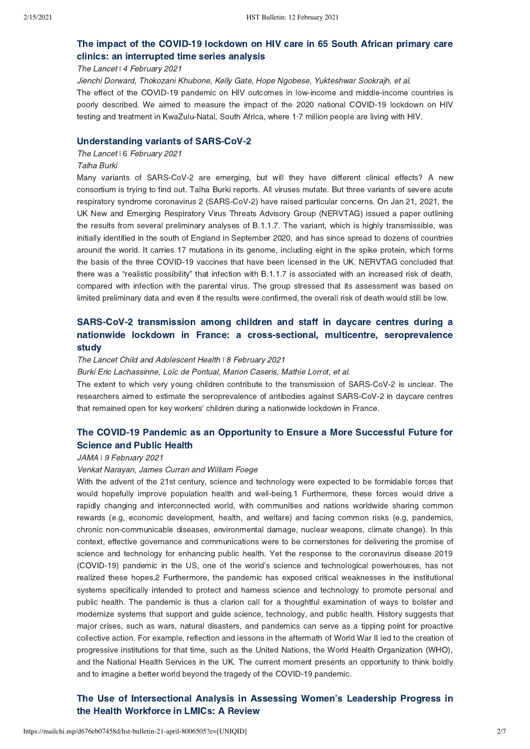### The impact of the COVID-19 lockdown on HIV care in 65 South African primary care clinics: an interrupted time series analysis

*The Lancet | 4 February 2021*

*Jienchi Dorward, Thokozani Khubone, Kelly Gate, Hope Ngobese, Yukteshwar Sookrajh, et al.*

The effect of the COVID-19 pandemic on HIV outcomes in low-income and middle-income countries is poorly described. We aimed to measure the impact of the 2020 national COVID-19 lockdown on HIV testing and treatment in KwaZulu-Natal, South Africa, where 1·7 million people are living with HIV.

### Understanding variants of SARS-CoV-2

*The Lancet | 6 February 2021*

*Talha Burki*

Many variants of SARS-CoV-2 are emerging, but will they have different clinical effects? A new consortium is trying to find out. Talha Burki reports. All viruses mutate. But three variants of severe acute respiratory syndrome coronavirus 2 (SARS-CoV-2) have raised particular concerns. On Jan 21, 2021, the UK New and Emerging Respiratory Virus Threats Advisory Group (NERVTAG) issued a paper outlining the results from several preliminary analyses of B.1.1.7. The variant, which is highly transmissible, was initially identified in the south of England in September 2020, and has since spread to dozens of countries around the world. It carries 17 mutations in its genome, including eight in the spike protein, which forms the basis of the three COVID-19 vaccines that have been licensed in the UK. NERVTAG concluded that there was a "realistic possibility" that infection with B.1.1.7 is associated with an increased risk of death, compared with infection with the parental virus. The group stressed that its assessment was based on limited preliminary data and even if the results were confirmed, the overall risk of death would still be low.

### SARS-CoV-2 transmission among children and staff in daycare centres during a nationwide lockdown in France: a cross-sectional, multicentre, seroprevalence study

*The Lancet Child and Adolescent Health | 8 February 2021*

*Burki Eric Lachassinne, Loïc de Pontual, Marion Caseris, Mathie Lorrot, et al.*

The extent to which very young children contribute to the transmission of SARS-CoV-2 is unclear. The researchers aimed to estimate the seroprevalence of antibodies against SARS-CoV-2 in daycare centres that remained open for key workers' children during a nationwide lockdown in France.

### The COVID-19 Pandemic as an Opportunity to Ensure a More Successful Future for Science and Public Health

*JAMA | 9 February 2021*

*Venkat Narayan, James Curran and William Foege*

With the advent of the 21st century, science and technology were expected to be formidable forces that would hopefully improve population health and well-being.1 Furthermore, these forces would drive a rapidly changing and interconnected world, with communities and nations worldwide sharing common rewards (e.g, economic development, health, and welfare) and facing common risks (e.g, pandemics, chronic non-communicable diseases, environmental damage, nuclear weapons, climate change). In this context, effective governance and communications were to be cornerstones for delivering the promise of science and technology for enhancing public health. Yet the response to the coronavirus disease 2019 (COVID-19) pandemic in the US, one of the world's science and technological powerhouses, has not realized these hopes.2 Furthermore, the pandemic has exposed critical weaknesses in the institutional systems specifically intended to protect and harness science and technology to promote personal and public health. The pandemic is thus a clarion call for a thoughtful examination of ways to bolster and modernize systems that support and guide science, technology, and public health. History suggests that major crises, such as wars, natural disasters, and pandemics can serve as a tipping point for proactive collective action. For example, reflection and lessons in the aftermath of World War II led to the creation of progressive institutions for that time, such as the United Nations, the World Health Organization (WHO), and the National Health Services in the UK. The current moment presents an opportunity to think boldly and to imagine a better world beyond the tragedy of the COVID-19 pandemic.

### The Use of Intersectional Analysis in Assessing Women's Leadership Progress in the Health Workforce in LMICs: A Review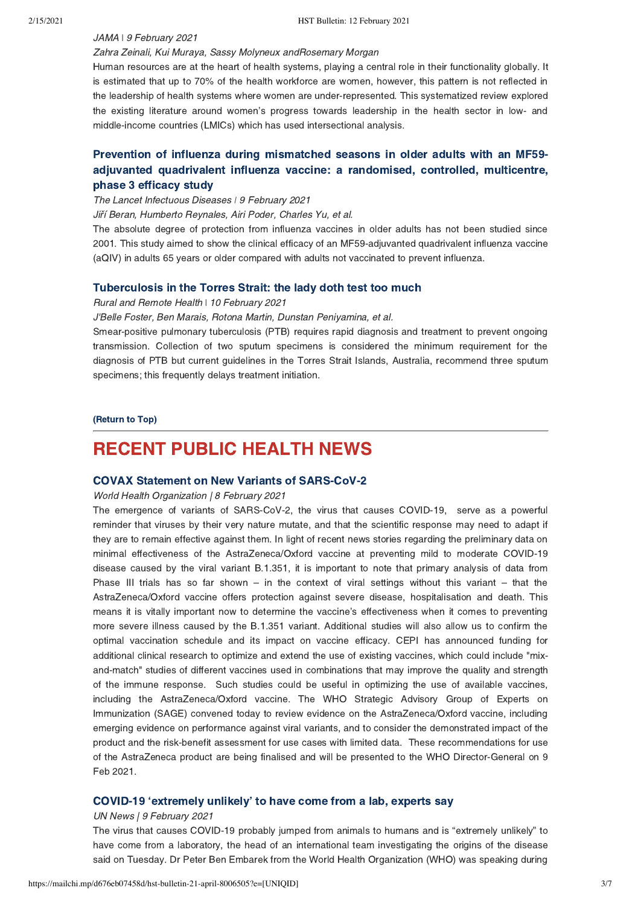*JAMA | 9 February 2021*

*Zahra Zeinali, Kui Muraya, Sassy Molyneux andRosemary Morgan*

Human resources are at the heart of health systems, playing a central role in their functionality globally. It is estimated that up to 70% of the health workforce are women, however, this pattern is not reflected in the leadership of health systems where women are under-represented. This systematized review explored the existing literature around women's progress towards leadership in the health sector in low- and middle-income countries (LMICs) which has used intersectional analysis.

### Prevention of influenza during mismatched seasons in older adults with an MF59-adjuvanted quadrivalent influenza vaccine: a randomised, controlled, multicentre, phase 3 efficacy study

*The Lancet Infectuous Diseases | 9 February 2021*

*Jiří Beran, Humberto Reynales, Airi Poder, Charles Yu, et al.*

The absolute degree of protection from influenza vaccines in older adults has not been studied since 2001. This study aimed to show the clinical efficacy of an MF59-adjuvanted quadrivalent influenza vaccine (aQIV) in adults 65 years or older compared with adults not vaccinated to prevent influenza.

### Tuberculosis in the Torres Strait: the lady doth test too much

*Rural and Remote Health | 10 February 2021*

*J'Belle Foster, Ben Marais, Rotona Martin, Dunstan Peniyamina, et al.*

Smear-positive pulmonary tuberculosis (PTB) requires rapid diagnosis and treatment to prevent ongoing transmission. Collection of two sputum specimens is considered the minimum requirement for the diagnosis of PTB but current guidelines in the Torres Strait Islands, Australia, recommend three sputum specimens; this frequently delays treatment initiation.

**(Return to Top)**

## RECENT PUBLIC HEALTH NEWS

### COVAX Statement on New Variants of SARS-CoV-2

*World Health Organization | 8 February 2021*

The emergence of variants of SARS-CoV-2, the virus that causes COVID-19, serve as a powerful reminder that viruses by their very nature mutate, and that the scientific response may need to adapt if they are to remain effective against them. In light of recent news stories regarding the preliminary data on minimal effectiveness of the AstraZeneca/Oxford vaccine at preventing mild to moderate COVID-19 disease caused by the viral variant B.1.351, it is important to note that primary analysis of data from Phase III trials has so far shown – in the context of viral settings without this variant – that the AstraZeneca/Oxford vaccine offers protection against severe disease, hospitalisation and death. This means it is vitally important now to determine the vaccine's effectiveness when it comes to preventing more severe illness caused by the B.1.351 variant. Additional studies will also allow us to confirm the optimal vaccination schedule and its impact on vaccine efficacy. CEPI has announced funding for additional clinical research to optimize and extend the use of existing vaccines, which could include "mix-and-match" studies of different vaccines used in combinations that may improve the quality and strength of the immune response. Such studies could be useful in optimizing the use of available vaccines, including the AstraZeneca/Oxford vaccine. The WHO Strategic Advisory Group of Experts on Immunization (SAGE) convened today to review evidence on the AstraZeneca/Oxford vaccine, including emerging evidence on performance against viral variants, and to consider the demonstrated impact of the product and the risk-benefit assessment for use cases with limited data. These recommendations for use of the AstraZeneca product are being finalised and will be presented to the WHO Director-General on 9 Feb 2021.

### COVID-19 'extremely unlikely' to have come from a lab, experts say

*UN News | 9 February 2021*

The virus that causes COVID-19 probably jumped from animals to humans and is "extremely unlikely" to have come from a laboratory, the head of an international team investigating the origins of the disease said on Tuesday. Dr Peter Ben Embarek from the World Health Organization (WHO) was speaking during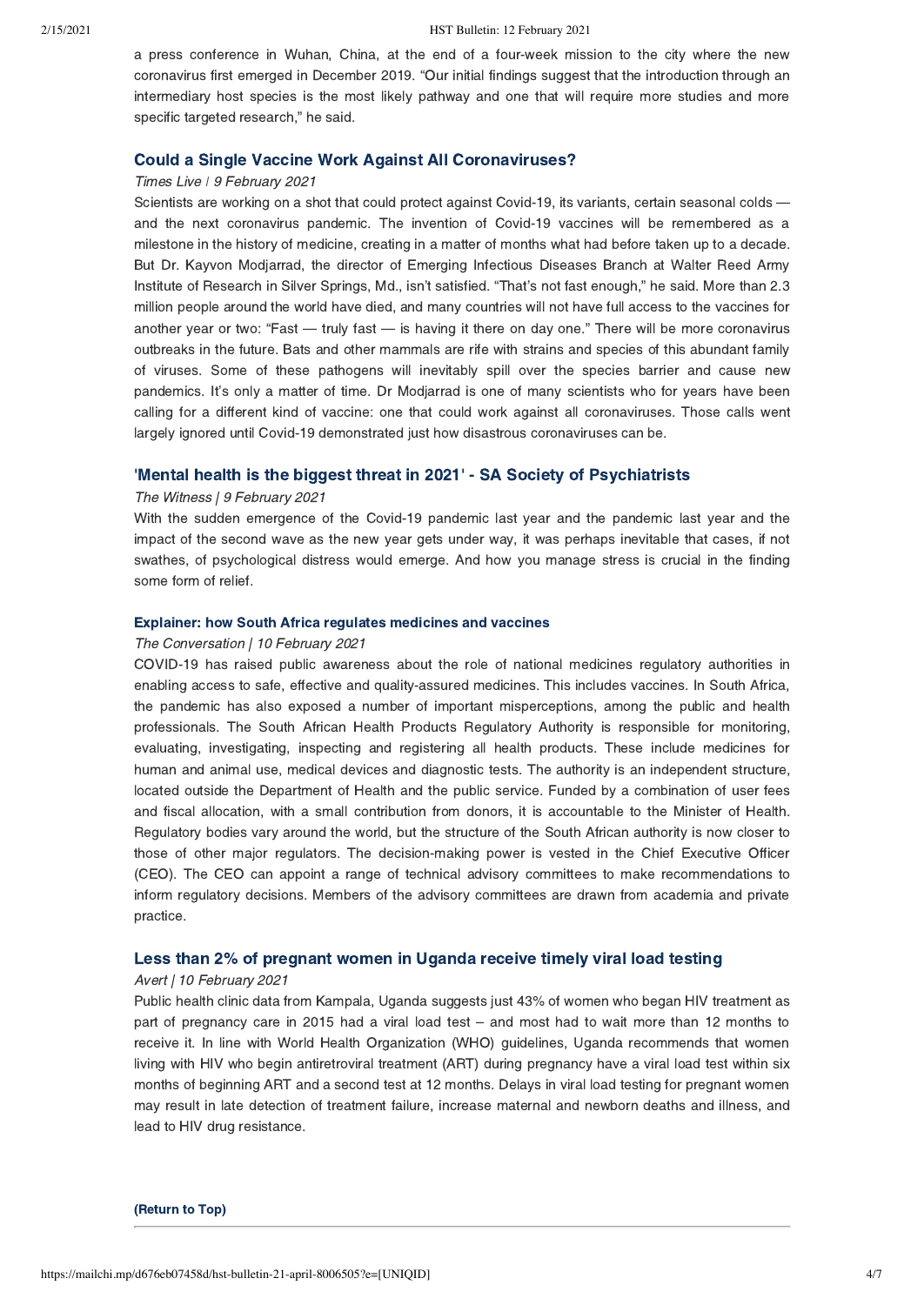a press conference in Wuhan, China, at the end of a four-week mission to the city where the new coronavirus first emerged in December 2019. "Our initial findings suggest that the introduction through an intermediary host species is the most likely pathway and one that will require more studies and more specific targeted research," he said.

### Could a Single Vaccine Work Against All Coronaviruses?

*Times Live | 9 February 2021*

Scientists are working on a shot that could protect against Covid-19, its variants, certain seasonal colds — and the next coronavirus pandemic. The invention of Covid-19 vaccines will be remembered as a milestone in the history of medicine, creating in a matter of months what had before taken up to a decade. But Dr. Kayvon Modjarrad, the director of Emerging Infectious Diseases Branch at Walter Reed Army Institute of Research in Silver Springs, Md., isn't satisfied. "That's not fast enough," he said. More than 2.3 million people around the world have died, and many countries will not have full access to the vaccines for another year or two: "Fast — truly fast — is having it there on day one." There will be more coronavirus outbreaks in the future. Bats and other mammals are rife with strains and species of this abundant family of viruses. Some of these pathogens will inevitably spill over the species barrier and cause new pandemics. It's only a matter of time. Dr Modjarrad is one of many scientists who for years have been calling for a different kind of vaccine: one that could work against all coronaviruses. Those calls went largely ignored until Covid-19 demonstrated just how disastrous coronaviruses can be.

### 'Mental health is the biggest threat in 2021' - SA Society of Psychiatrists

*The Witness | 9 February 2021*

With the sudden emergence of the Covid-19 pandemic last year and the pandemic last year and the impact of the second wave as the new year gets under way, it was perhaps inevitable that cases, if not swathes, of psychological distress would emerge. And how you manage stress is crucial in the finding some form of relief.

#### Explainer: how South Africa regulates medicines and vaccines

*The Conversation | 10 February 2021*

COVID-19 has raised public awareness about the role of national medicines regulatory authorities in enabling access to safe, effective and quality-assured medicines. This includes vaccines. In South Africa, the pandemic has also exposed a number of important misperceptions, among the public and health professionals. The South African Health Products Regulatory Authority is responsible for monitoring, evaluating, investigating, inspecting and registering all health products. These include medicines for human and animal use, medical devices and diagnostic tests. The authority is an independent structure, located outside the Department of Health and the public service. Funded by a combination of user fees and fiscal allocation, with a small contribution from donors, it is accountable to the Minister of Health. Regulatory bodies vary around the world, but the structure of the South African authority is now closer to those of other major regulators. The decision-making power is vested in the Chief Executive Officer (CEO). The CEO can appoint a range of technical advisory committees to make recommendations to inform regulatory decisions. Members of the advisory committees are drawn from academia and private practice.

### Less than 2% of pregnant women in Uganda receive timely viral load testing

*Avert | 10 February 2021*

Public health clinic data from Kampala, Uganda suggests just 43% of women who began HIV treatment as part of pregnancy care in 2015 had a viral load test – and most had to wait more than 12 months to receive it. In line with World Health Organization (WHO) guidelines, Uganda recommends that women living with HIV who begin antiretroviral treatment (ART) during pregnancy have a viral load test within six months of beginning ART and a second test at 12 months. Delays in viral load testing for pregnant women may result in late detection of treatment failure, increase maternal and newborn deaths and illness, and lead to HIV drug resistance.

**(Return to Top)**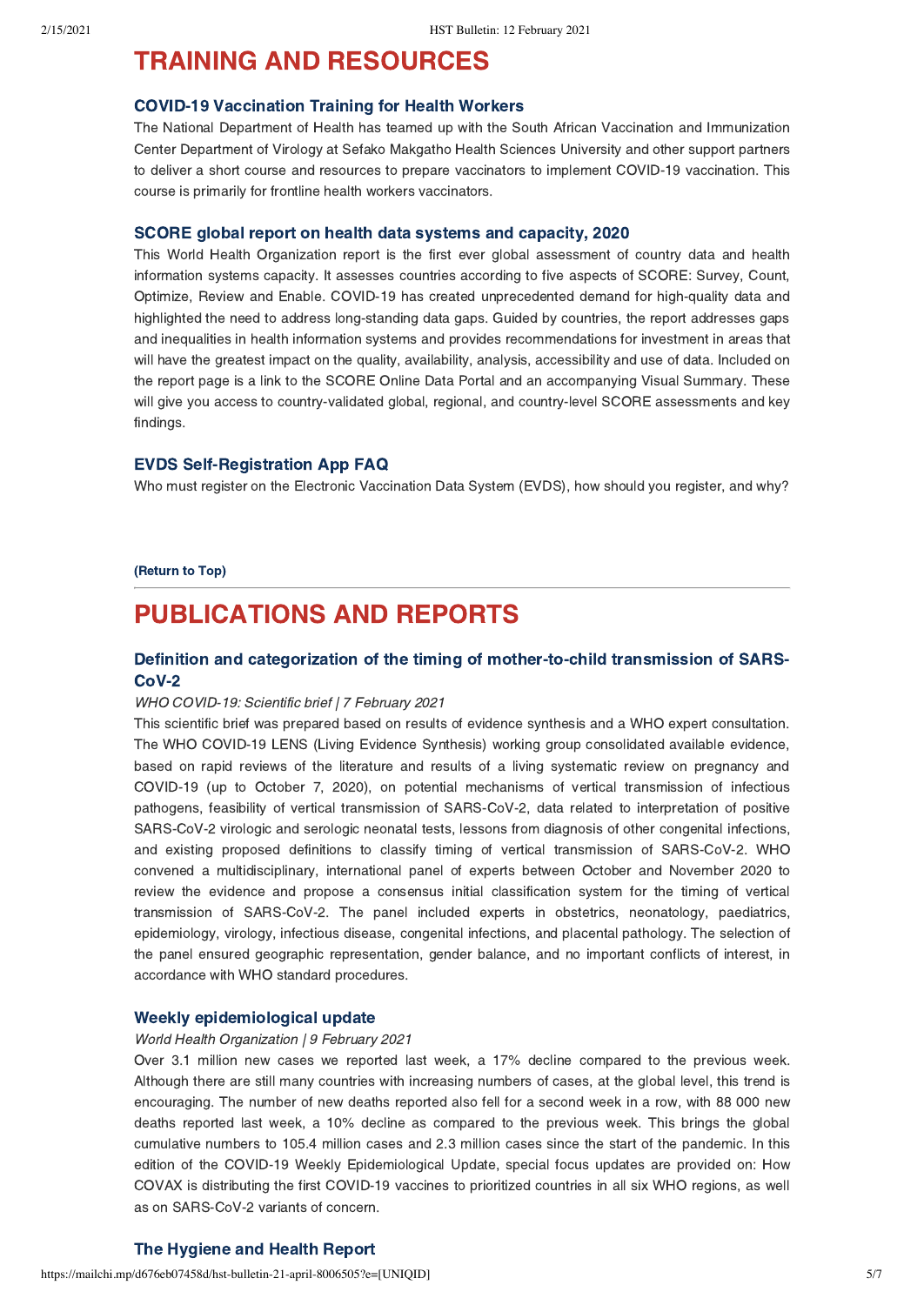# TRAINING AND RESOURCES

### COVID-19 Vaccination Training for Health Workers

The National Department of Health has teamed up with the South African Vaccination and Immunization Center Department of Virology at Sefako Makgatho Health Sciences University and other support partners to deliver a short course and resources to prepare vaccinators to implement COVID-19 vaccination. This course is primarily for frontline health workers vaccinators.

### SCORE global report on health data systems and capacity, 2020

This World Health Organization report is the first ever global assessment of country data and health information systems capacity. It assesses countries according to five aspects of SCORE: Survey, Count, Optimize, Review and Enable. COVID-19 has created unprecedented demand for high-quality data and highlighted the need to address long-standing data gaps. Guided by countries, the report addresses gaps and inequalities in health information systems and provides recommendations for investment in areas that will have the greatest impact on the quality, availability, analysis, accessibility and use of data. Included on the report page is a link to the SCORE Online Data Portal and an accompanying Visual Summary. These will give you access to country-validated global, regional, and country-level SCORE assessments and key findings.

### EVDS Self-Registration App FAQ

Who must register on the Electronic Vaccination Data System (EVDS), how should you register, and why?

**(Return to Top)**

---

# PUBLICATIONS AND REPORTS

### Definition and categorization of the timing of mother-to-child transmission of SARS-CoV-2

*WHO COVID-19: Scientific brief | 7 February 2021*

This scientific brief was prepared based on results of evidence synthesis and a WHO expert consultation. The WHO COVID-19 LENS (Living Evidence Synthesis) working group consolidated available evidence, based on rapid reviews of the literature and results of a living systematic review on pregnancy and COVID-19 (up to October 7, 2020), on potential mechanisms of vertical transmission of infectious pathogens, feasibility of vertical transmission of SARS-CoV-2, data related to interpretation of positive SARS-CoV-2 virologic and serologic neonatal tests, lessons from diagnosis of other congenital infections, and existing proposed definitions to classify timing of vertical transmission of SARS-CoV-2. WHO convened a multidisciplinary, international panel of experts between October and November 2020 to review the evidence and propose a consensus initial classification system for the timing of vertical transmission of SARS-CoV-2. The panel included experts in obstetrics, neonatology, paediatrics, epidemiology, virology, infectious disease, congenital infections, and placental pathology. The selection of the panel ensured geographic representation, gender balance, and no important conflicts of interest, in accordance with WHO standard procedures.

### Weekly epidemiological update

*World Health Organization | 9 February 2021*

Over 3.1 million new cases we reported last week, a 17% decline compared to the previous week. Although there are still many countries with increasing numbers of cases, at the global level, this trend is encouraging. The number of new deaths reported also fell for a second week in a row, with 88 000 new deaths reported last week, a 10% decline as compared to the previous week. This brings the global cumulative numbers to 105.4 million cases and 2.3 million cases since the start of the pandemic. In this edition of the COVID-19 Weekly Epidemiological Update, special focus updates are provided on: How COVAX is distributing the first COVID-19 vaccines to prioritized countries in all six WHO regions, as well as on SARS-CoV-2 variants of concern.

### The Hygiene and Health Report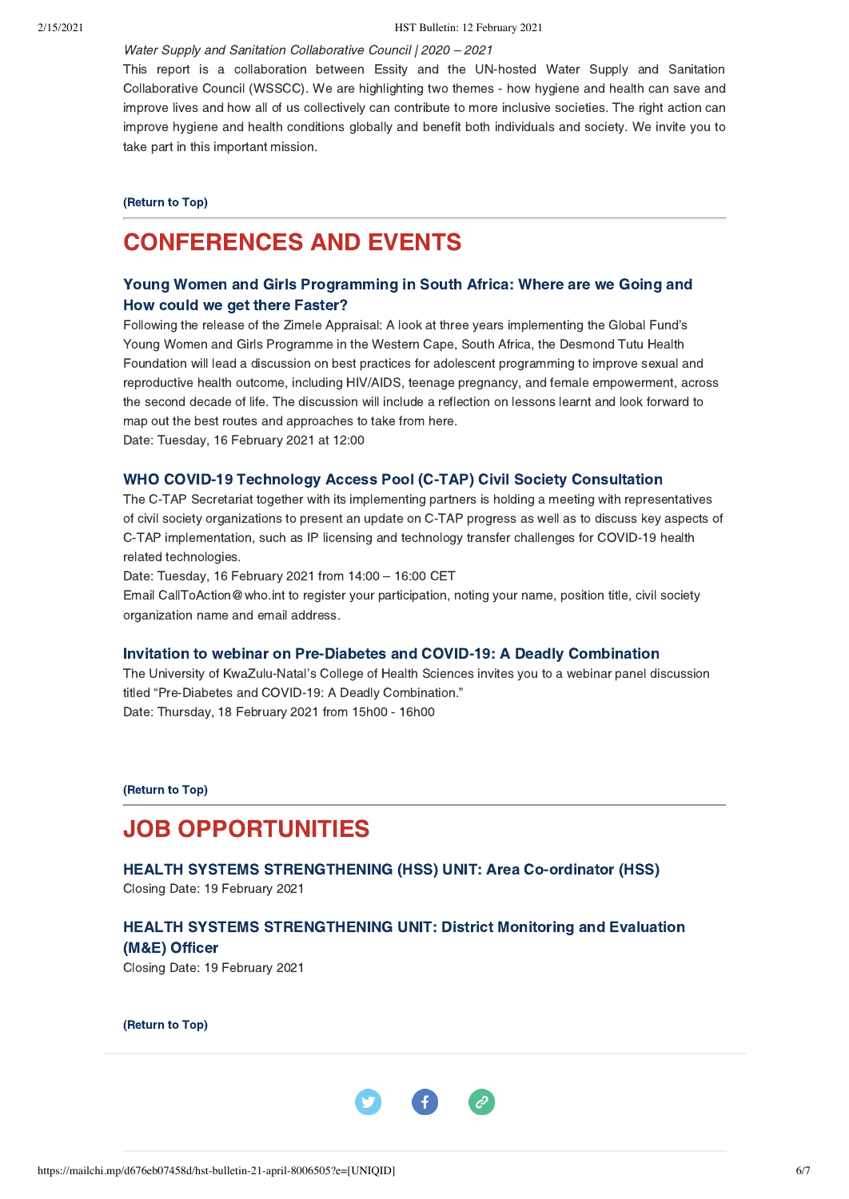*Water Supply and Sanitation Collaborative Council | 2020 – 2021*

This report is a collaboration between Essity and the UN-hosted Water Supply and Sanitation Collaborative Council (WSSCC). We are highlighting two themes - how hygiene and health can save and improve lives and how all of us collectively can contribute to more inclusive societies. The right action can improve hygiene and health conditions globally and benefit both individuals and society. We invite you to take part in this important mission.

**(Return to Top)**

---

# CONFERENCES AND EVENTS

### Young Women and Girls Programming in South Africa: Where are we Going and How could we get there Faster?

Following the release of the Zimele Appraisal: A look at three years implementing the Global Fund's Young Women and Girls Programme in the Western Cape, South Africa, the Desmond Tutu Health Foundation will lead a discussion on best practices for adolescent programming to improve sexual and reproductive health outcome, including HIV/AIDS, teenage pregnancy, and female empowerment, across the second decade of life. The discussion will include a reflection on lessons learnt and look forward to map out the best routes and approaches to take from here.
Date: Tuesday, 16 February 2021 at 12:00

### WHO COVID-19 Technology Access Pool (C-TAP) Civil Society Consultation

The C-TAP Secretariat together with its implementing partners is holding a meeting with representatives of civil society organizations to present an update on C-TAP progress as well as to discuss key aspects of C-TAP implementation, such as IP licensing and technology transfer challenges for COVID-19 health related technologies.
Date: Tuesday, 16 February 2021 from 14:00 – 16:00 CET
Email CallToAction@who.int to register your participation, noting your name, position title, civil society organization name and email address.

### Invitation to webinar on Pre-Diabetes and COVID-19: A Deadly Combination

The University of KwaZulu-Natal's College of Health Sciences invites you to a webinar panel discussion titled "Pre-Diabetes and COVID-19: A Deadly Combination."
Date: Thursday, 18 February 2021 from 15h00 - 16h00

**(Return to Top)**

---

# JOB OPPORTUNITIES

### HEALTH SYSTEMS STRENGTHENING (HSS) UNIT: Area Co-ordinator (HSS)

Closing Date: 19 February 2021

### HEALTH SYSTEMS STRENGTHENING UNIT: District Monitoring and Evaluation (M&E) Officer

Closing Date: 19 February 2021

**(Return to Top)**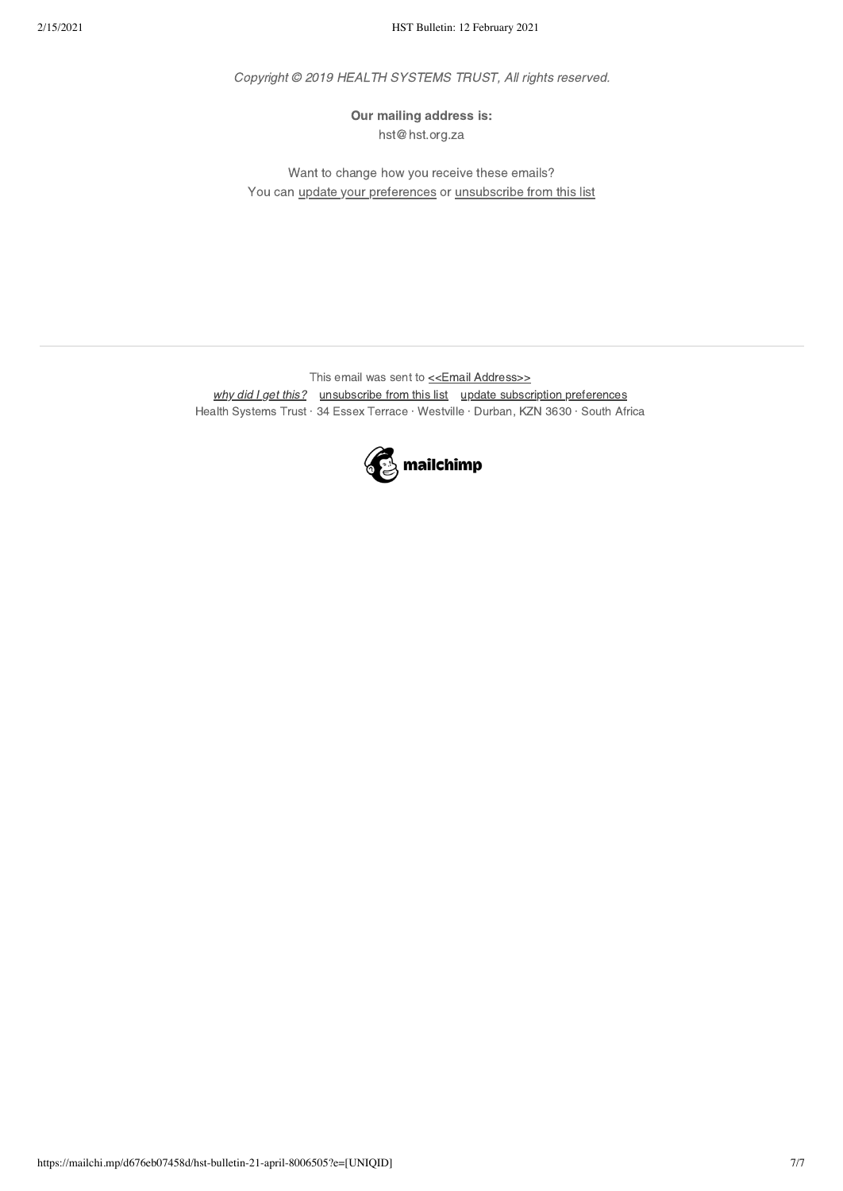*Copyright © 2019 HEALTH SYSTEMS TRUST, All rights reserved.*

**Our mailing address is:**
hst@hst.org.za

Want to change how you receive these emails?
You can update your preferences or unsubscribe from this list

This email was sent to <<Email Address>>
*why did I get this?* unsubscribe from this list update subscription preferences
Health Systems Trust · 34 Essex Terrace · Westville · Durban, KZN 3630 · South Africa

mailchimp